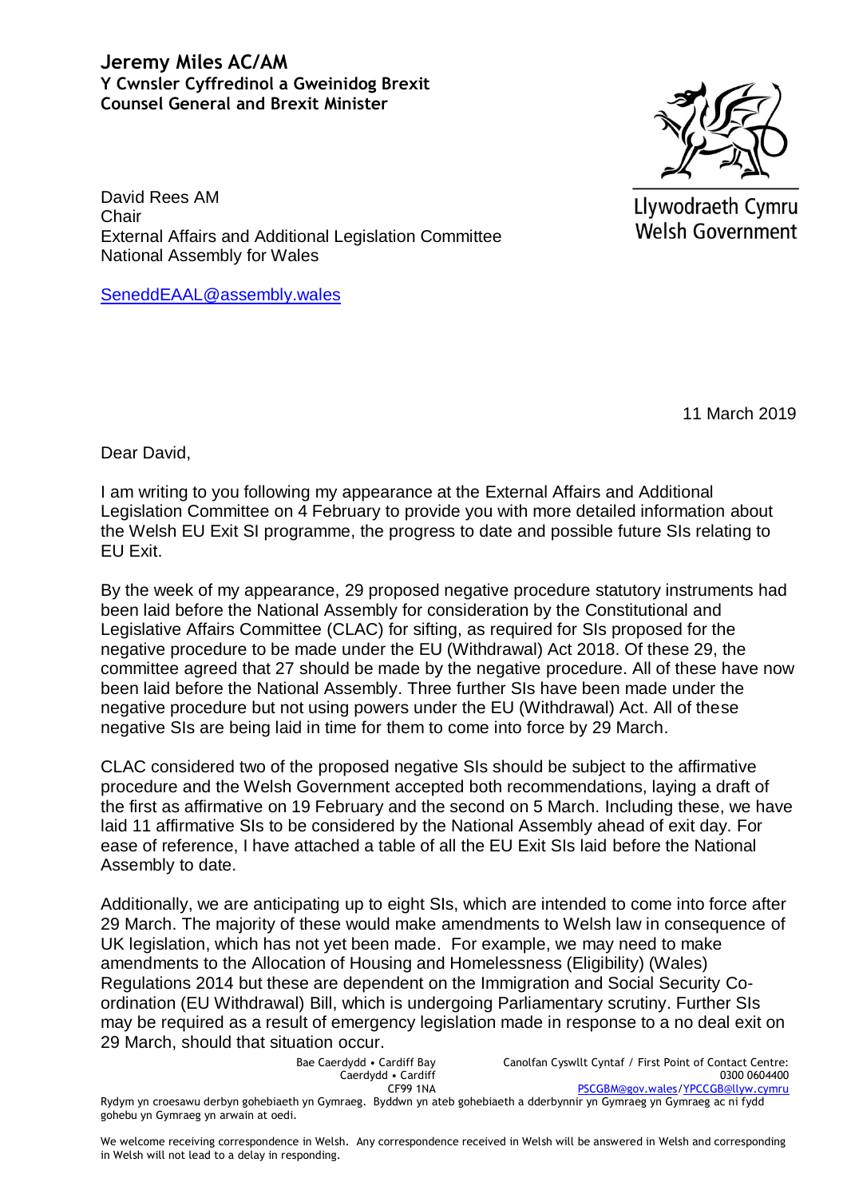**Jeremy Miles AC/AM**
**Y Cwnsler Cyffredinol a Gweinidog Brexit**
**Counsel General and Brexit Minister**

Llywodraeth Cymru
Welsh Government

David Rees AM
Chair
External Affairs and Additional Legislation Committee
National Assembly for Wales

SeneddEAAL@assembly.wales

11 March 2019

Dear David,

I am writing to you following my appearance at the External Affairs and Additional Legislation Committee on 4 February to provide you with more detailed information about the Welsh EU Exit SI programme, the progress to date and possible future SIs relating to EU Exit.

By the week of my appearance, 29 proposed negative procedure statutory instruments had been laid before the National Assembly for consideration by the Constitutional and Legislative Affairs Committee (CLAC) for sifting, as required for SIs proposed for the negative procedure to be made under the EU (Withdrawal) Act 2018. Of these 29, the committee agreed that 27 should be made by the negative procedure. All of these have now been laid before the National Assembly. Three further SIs have been made under the negative procedure but not using powers under the EU (Withdrawal) Act. All of these negative SIs are being laid in time for them to come into force by 29 March.

CLAC considered two of the proposed negative SIs should be subject to the affirmative procedure and the Welsh Government accepted both recommendations, laying a draft of the first as affirmative on 19 February and the second on 5 March. Including these, we have laid 11 affirmative SIs to be considered by the National Assembly ahead of exit day. For ease of reference, I have attached a table of all the EU Exit SIs laid before the National Assembly to date.

Additionally, we are anticipating up to eight SIs, which are intended to come into force after 29 March. The majority of these would make amendments to Welsh law in consequence of UK legislation, which has not yet been made. For example, we may need to make amendments to the Allocation of Housing and Homelessness (Eligibility) (Wales) Regulations 2014 but these are dependent on the Immigration and Social Security Co-ordination (EU Withdrawal) Bill, which is undergoing Parliamentary scrutiny. Further SIs may be required as a result of emergency legislation made in response to a no deal exit on 29 March, should that situation occur.

Bae Caerdydd • Cardiff Bay
Caerdydd • Cardiff
CF99 1NA

Canolfan Cyswllt Cyntaf / First Point of Contact Centre:
0300 0604400
PSCGBM@gov.wales/YPCCGB@llyw.cymru

Rydym yn croesawu derbyn gohebiaeth yn Gymraeg. Byddwn yn ateb gohebiaeth a dderbynnir yn Gymraeg yn Gymraeg ac ni fydd gohebu yn Gymraeg yn arwain at oedi.

We welcome receiving correspondence in Welsh. Any correspondence received in Welsh will be answered in Welsh and corresponding in Welsh will not lead to a delay in responding.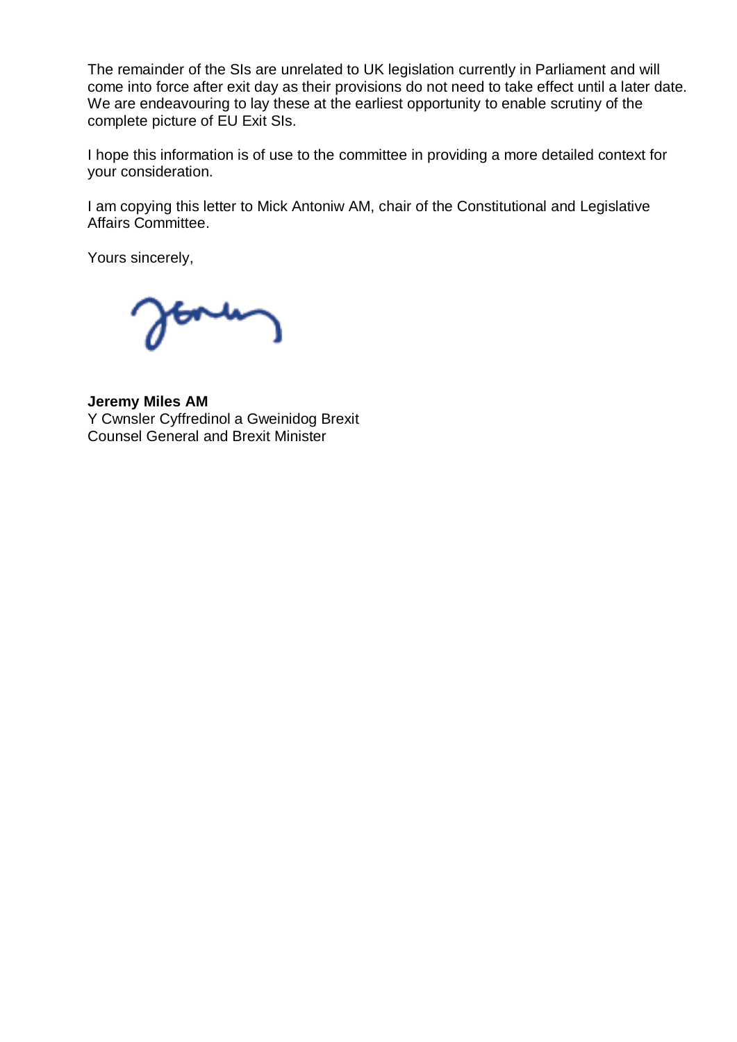The remainder of the SIs are unrelated to UK legislation currently in Parliament and will come into force after exit day as their provisions do not need to take effect until a later date. We are endeavouring to lay these at the earliest opportunity to enable scrutiny of the complete picture of EU Exit SIs.

I hope this information is of use to the committee in providing a more detailed context for your consideration.

I am copying this letter to Mick Antoniw AM, chair of the Constitutional and Legislative Affairs Committee.

Yours sincerely,

**Jeremy Miles AM**
Y Cwnsler Cyffredinol a Gweinidog Brexit
Counsel General and Brexit Minister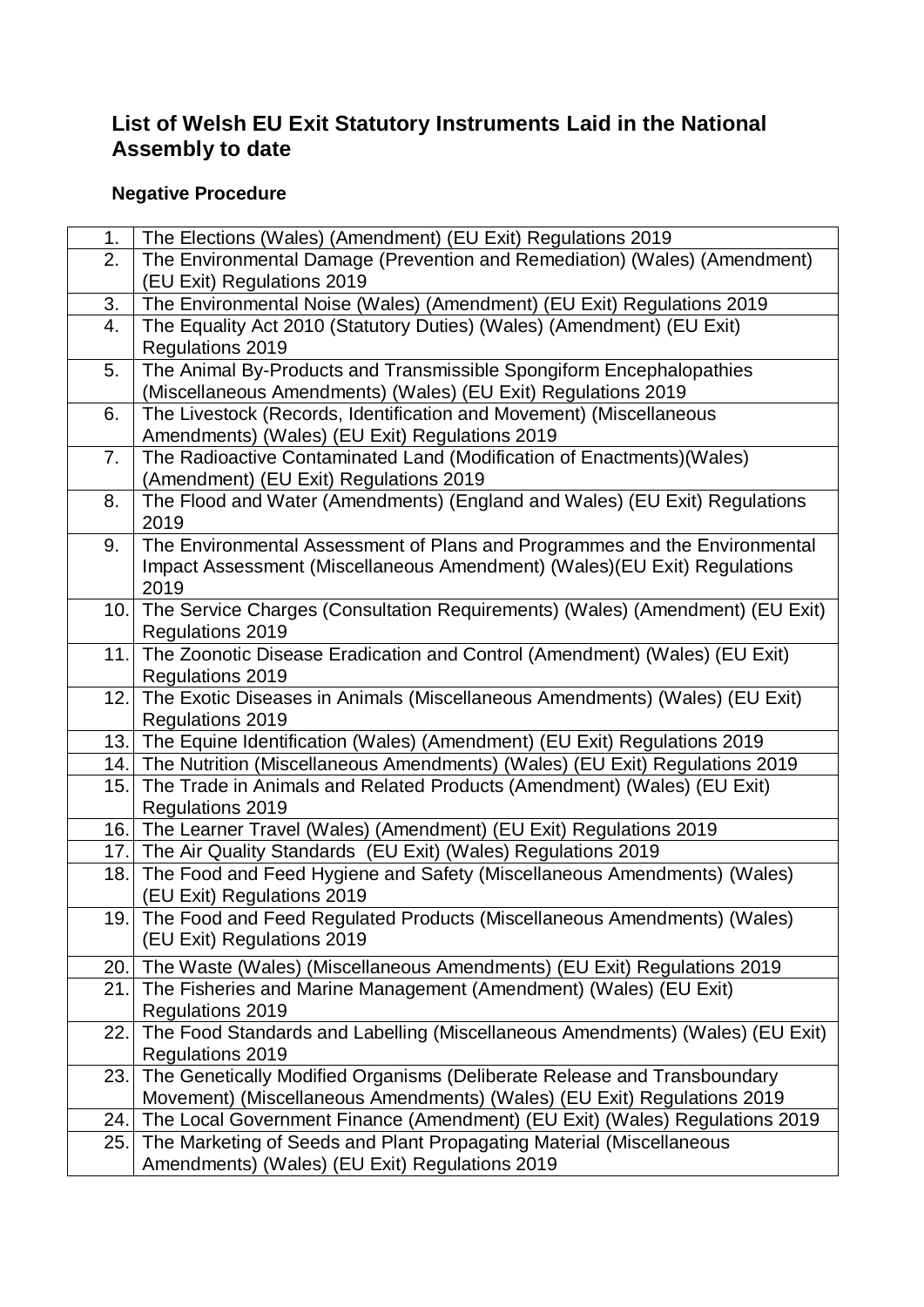## List of Welsh EU Exit Statutory Instruments Laid in the National Assembly to date

### Negative Procedure

| | |
|---|---|
| 1. | The Elections (Wales) (Amendment) (EU Exit) Regulations 2019 |
| 2. | The Environmental Damage (Prevention and Remediation) (Wales) (Amendment) (EU Exit) Regulations 2019 |
| 3. | The Environmental Noise (Wales) (Amendment) (EU Exit) Regulations 2019 |
| 4. | The Equality Act 2010 (Statutory Duties) (Wales) (Amendment) (EU Exit) Regulations 2019 |
| 5. | The Animal By-Products and Transmissible Spongiform Encephalopathies (Miscellaneous Amendments) (Wales) (EU Exit) Regulations 2019 |
| 6. | The Livestock (Records, Identification and Movement) (Miscellaneous Amendments) (Wales) (EU Exit) Regulations 2019 |
| 7. | The Radioactive Contaminated Land (Modification of Enactments)(Wales) (Amendment) (EU Exit) Regulations 2019 |
| 8. | The Flood and Water (Amendments) (England and Wales) (EU Exit) Regulations 2019 |
| 9. | The Environmental Assessment of Plans and Programmes and the Environmental Impact Assessment (Miscellaneous Amendment) (Wales)(EU Exit) Regulations 2019 |
| 10. | The Service Charges (Consultation Requirements) (Wales) (Amendment) (EU Exit) Regulations 2019 |
| 11. | The Zoonotic Disease Eradication and Control (Amendment) (Wales) (EU Exit) Regulations 2019 |
| 12. | The Exotic Diseases in Animals (Miscellaneous Amendments) (Wales) (EU Exit) Regulations 2019 |
| 13. | The Equine Identification (Wales) (Amendment) (EU Exit) Regulations 2019 |
| 14. | The Nutrition (Miscellaneous Amendments) (Wales) (EU Exit) Regulations 2019 |
| 15. | The Trade in Animals and Related Products (Amendment) (Wales) (EU Exit) Regulations 2019 |
| 16. | The Learner Travel (Wales) (Amendment) (EU Exit) Regulations 2019 |
| 17. | The Air Quality Standards (EU Exit) (Wales) Regulations 2019 |
| 18. | The Food and Feed Hygiene and Safety (Miscellaneous Amendments) (Wales) (EU Exit) Regulations 2019 |
| 19. | The Food and Feed Regulated Products (Miscellaneous Amendments) (Wales) (EU Exit) Regulations 2019 |
| 20. | The Waste (Wales) (Miscellaneous Amendments) (EU Exit) Regulations 2019 |
| 21. | The Fisheries and Marine Management (Amendment) (Wales) (EU Exit) Regulations 2019 |
| 22. | The Food Standards and Labelling (Miscellaneous Amendments) (Wales) (EU Exit) Regulations 2019 |
| 23. | The Genetically Modified Organisms (Deliberate Release and Transboundary Movement) (Miscellaneous Amendments) (Wales) (EU Exit) Regulations 2019 |
| 24. | The Local Government Finance (Amendment) (EU Exit) (Wales) Regulations 2019 |
| 25. | The Marketing of Seeds and Plant Propagating Material (Miscellaneous Amendments) (Wales) (EU Exit) Regulations 2019 |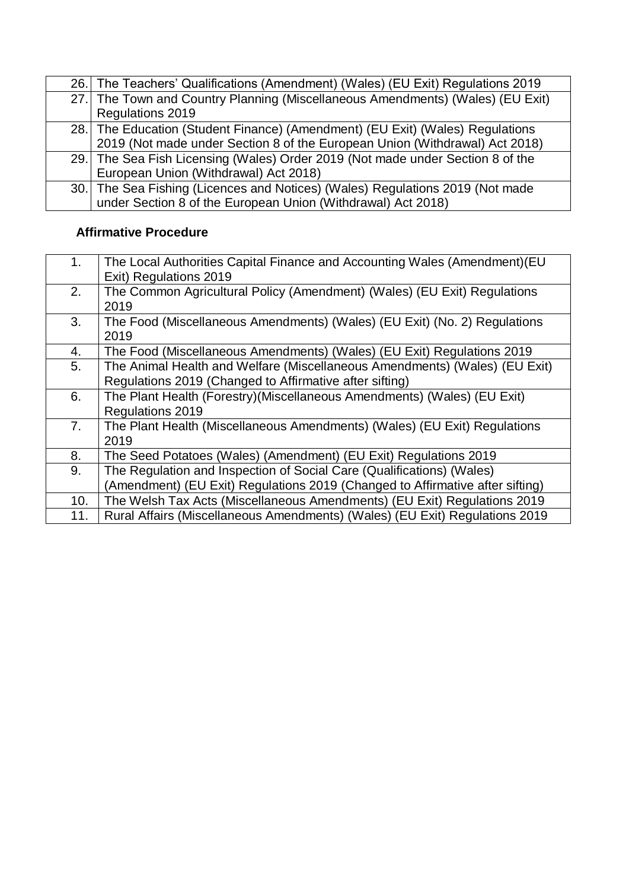| | |
|---|---|
| 26. | The Teachers' Qualifications (Amendment) (Wales) (EU Exit) Regulations 2019 |
| 27. | The Town and Country Planning (Miscellaneous Amendments) (Wales) (EU Exit) Regulations 2019 |
| 28. | The Education (Student Finance) (Amendment) (EU Exit) (Wales) Regulations 2019 (Not made under Section 8 of the European Union (Withdrawal) Act 2018) |
| 29. | The Sea Fish Licensing (Wales) Order 2019 (Not made under Section 8 of the European Union (Withdrawal) Act 2018) |
| 30. | The Sea Fishing (Licences and Notices) (Wales) Regulations 2019 (Not made under Section 8 of the European Union (Withdrawal) Act 2018) |

**Affirmative Procedure**

| | |
|---|---|
| 1. | The Local Authorities Capital Finance and Accounting Wales (Amendment)(EU Exit) Regulations 2019 |
| 2. | The Common Agricultural Policy (Amendment) (Wales) (EU Exit) Regulations 2019 |
| 3. | The Food (Miscellaneous Amendments) (Wales) (EU Exit) (No. 2) Regulations 2019 |
| 4. | The Food (Miscellaneous Amendments) (Wales) (EU Exit) Regulations 2019 |
| 5. | The Animal Health and Welfare (Miscellaneous Amendments) (Wales) (EU Exit) Regulations 2019 (Changed to Affirmative after sifting) |
| 6. | The Plant Health (Forestry)(Miscellaneous Amendments) (Wales) (EU Exit) Regulations 2019 |
| 7. | The Plant Health (Miscellaneous Amendments) (Wales) (EU Exit) Regulations 2019 |
| 8. | The Seed Potatoes (Wales) (Amendment) (EU Exit) Regulations 2019 |
| 9. | The Regulation and Inspection of Social Care (Qualifications) (Wales) (Amendment) (EU Exit) Regulations 2019 (Changed to Affirmative after sifting) |
| 10. | The Welsh Tax Acts (Miscellaneous Amendments) (EU Exit) Regulations 2019 |
| 11. | Rural Affairs (Miscellaneous Amendments) (Wales) (EU Exit) Regulations 2019 |